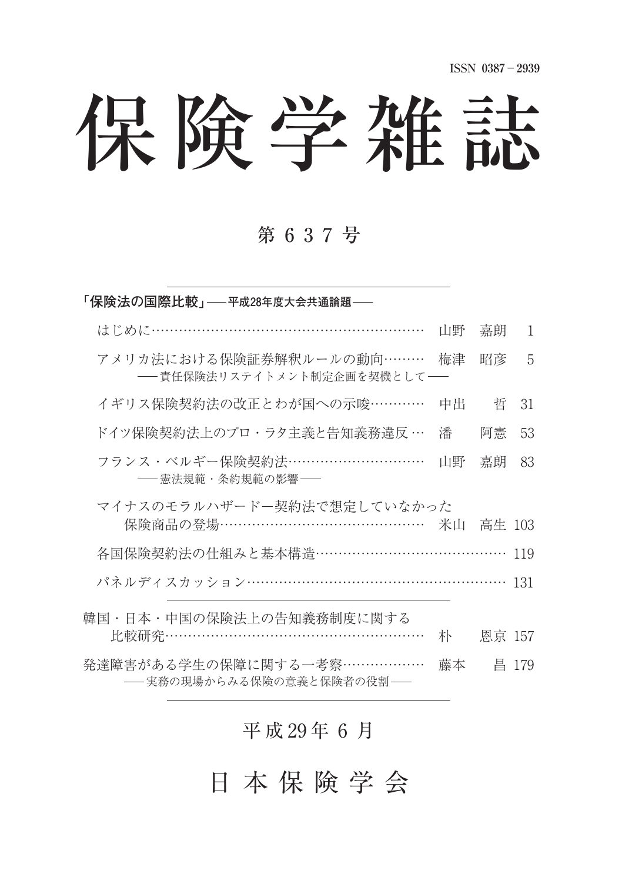ISSN 0387－2939

# 保険学雑誌

## 第 6 3 7 号

**「保険法の国際比較」**── **平成28年度大会共通論題** ──

はじめに…………………………………………………………… 山野　嘉朗　1

アメリカ法における保険証券解釈ルールの動向……… 梅津　昭彦　5
── 責任保険法リステイトメント制定企画を契機として ──

イギリス保険契約法の改正とわが国への示唆………… 中出　　哲　31

ドイツ保険契約法上のプロ・ラタ主義と告知義務違反 … 潘　　阿憲　53

フランス・ベルギー保険契約法………………………… 山野　嘉朗　83
── 憲法規範・条約規範の影響 ──

マイナスのモラルハザードー契約法で想定していなかった
保険商品の登場……………………………………… 米山　高生　103

各国保険契約法の仕組みと基本構造…………………………………… 119

パネルディスカッション………………………………………………… 131

韓国・日本・中国の保険法上の告知義務制度に関する
比較研究…………………………………………………… 朴　　恩京　157

発達障害がある学生の保障に関する一考察……………… 藤本　　昌　179
── 実務の現場からみる保険の意義と保険者の役割 ──

平成29年 6 月

日 本 保 険 学 会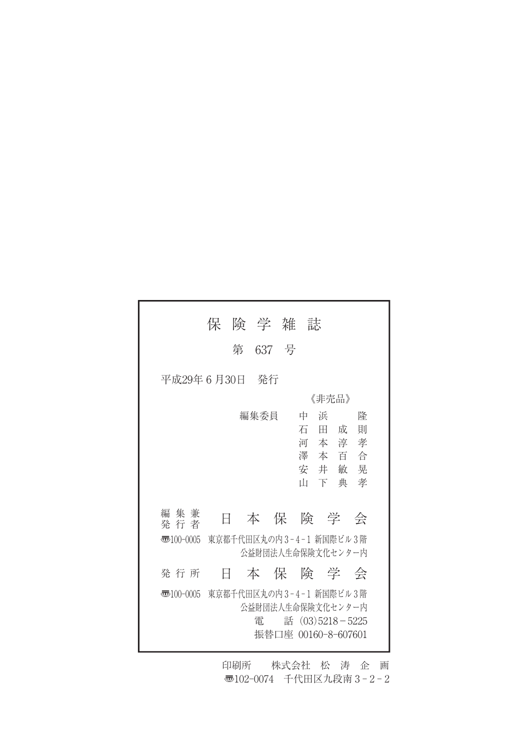# 保険学雑誌

## 第 637 号

平成29年6月30日　発行

《非売品》

編集委員　中浜　隆
　　　　　石田成則
　　　　　河本淳孝
　　　　　澤本百合
　　　　　安井敏晃
　　　　　山下典孝

編集兼発行者　**日本保険学会**

〒100-0005　東京都千代田区丸の内3-4-1 新国際ビル3階
公益財団法人生命保険文化センター内

発行所　**日本保険学会**

〒100-0005　東京都千代田区丸の内3-4-1 新国際ビル3階
公益財団法人生命保険文化センター内
電　話 (03)5218-5225
振替口座 00160-8-607601

印刷所　株式会社 松濤企画
〒102-0074　千代田区九段南3-2-2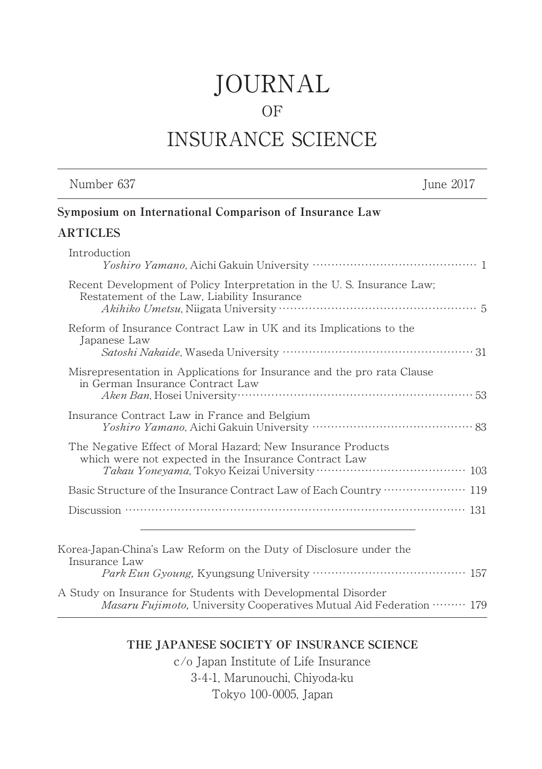# JOURNAL
## OF
# INSURANCE SCIENCE

Number 637 June 2017

**Symposium on International Comparison of Insurance Law**

**ARTICLES**

Introduction
*Yoshiro Yamano*, Aichi Gakuin University ………………………………………… 1

Recent Development of Policy Interpretation in the U. S. Insurance Law; Restatement of the Law, Liability Insurance
*Akihiko Umetsu*, Niigata University ……………………………………………… 5

Reform of Insurance Contract Law in UK and its Implications to the Japanese Law
*Satoshi Nakaide*, Waseda University ……………………………………………… 31

Misrepresentation in Applications for Insurance and the pro rata Clause in German Insurance Contract Law
*Aken Ban*, Hosei University……………………………………………………… 53

Insurance Contract Law in France and Belgium
*Yoshiro Yamano*, Aichi Gakuin University ………………………………………… 83

The Negative Effect of Moral Hazard; New Insurance Products which were not expected in the Insurance Contract Law
*Takau Yoneyama*, Tokyo Keizai University ………………………………… 103

Basic Structure of the Insurance Contract Law of Each Country ………………… 119

Discussion ……………………………………………………………………… 131

---

Korea-Japan-China's Law Reform on the Duty of Disclosure under the Insurance Law
*Park Eun Gyoung,* Kyungsung University …………………………………… 157

A Study on Insurance for Students with Developmental Disorder
*Masaru Fujimoto,* University Cooperatives Mutual Aid Federation ……… 179

**THE JAPANESE SOCIETY OF INSURANCE SCIENCE**

c/o Japan Institute of Life Insurance
3-4-1, Marunouchi, Chiyoda-ku
Tokyo 100-0005, Japan